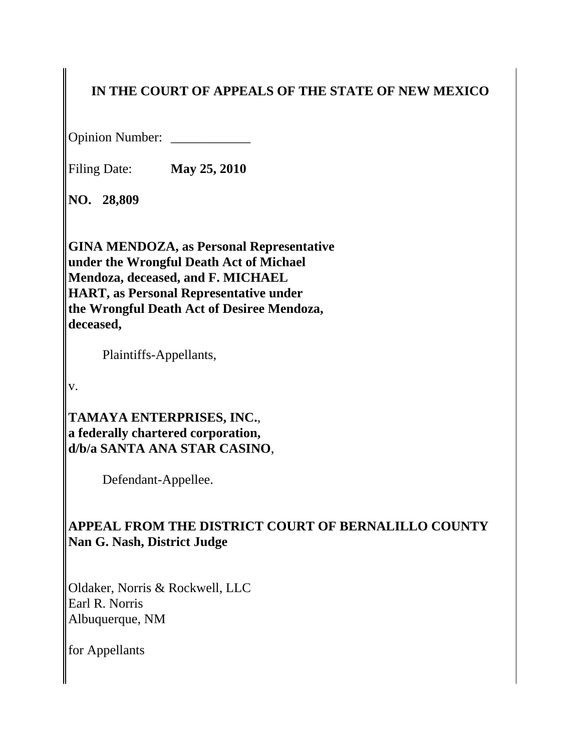**IN THE COURT OF APPEALS OF THE STATE OF NEW MEXICO**

Opinion Number: ____________

Filing Date: **May 25, 2010**

**NO. 28,809**

**GINA MENDOZA, as Personal Representative under the Wrongful Death Act of Michael Mendoza, deceased, and F. MICHAEL HART, as Personal Representative under the Wrongful Death Act of Desiree Mendoza, deceased,**

Plaintiffs-Appellants,

v.

**TAMAYA ENTERPRISES, INC.**, **a federally chartered corporation, d/b/a SANTA ANA STAR CASINO**,

Defendant-Appellee.

**APPEAL FROM THE DISTRICT COURT OF BERNALILLO COUNTY**
**Nan G. Nash, District Judge**

Oldaker, Norris & Rockwell, LLC
Earl R. Norris
Albuquerque, NM

for Appellants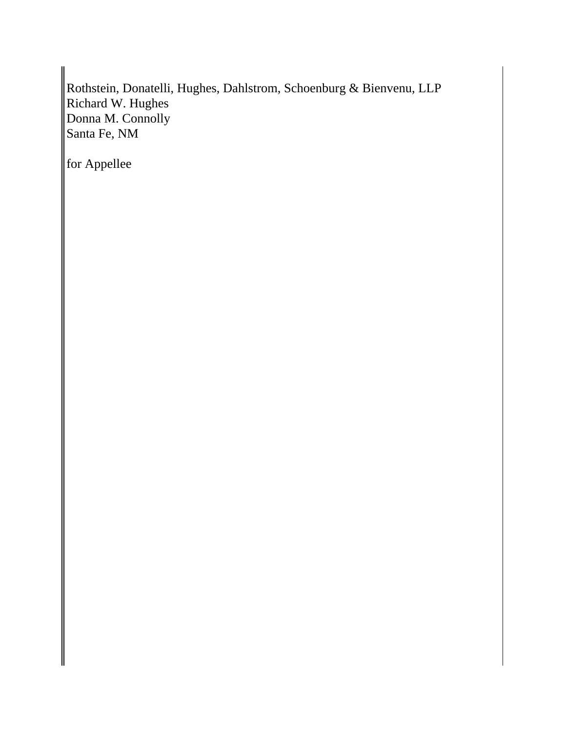Rothstein, Donatelli, Hughes, Dahlstrom, Schoenburg & Bienvenu, LLP
Richard W. Hughes
Donna M. Connolly
Santa Fe, NM

for Appellee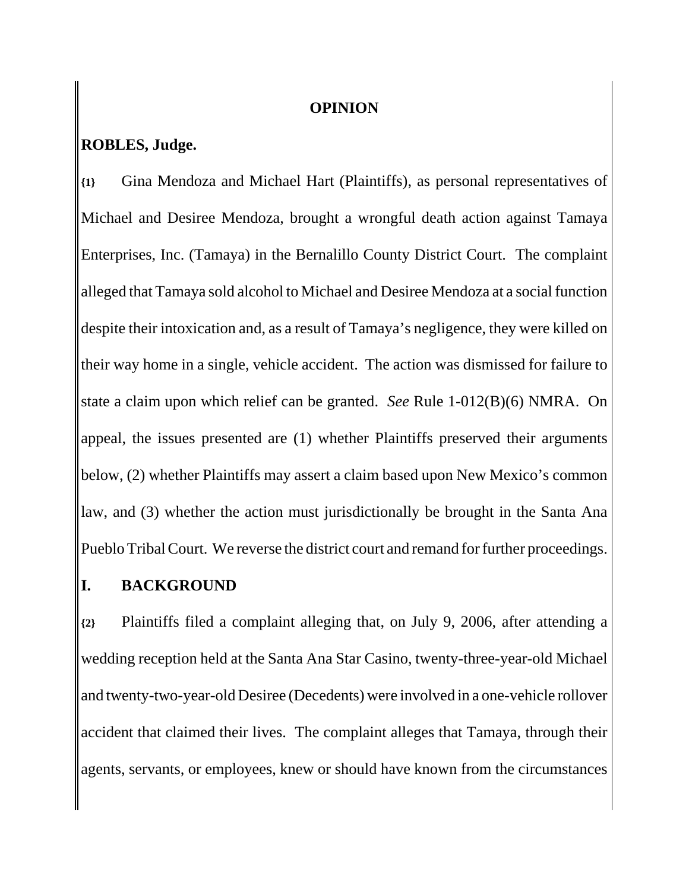# OPINION

**ROBLES, Judge.**

{1} Gina Mendoza and Michael Hart (Plaintiffs), as personal representatives of Michael and Desiree Mendoza, brought a wrongful death action against Tamaya Enterprises, Inc. (Tamaya) in the Bernalillo County District Court. The complaint alleged that Tamaya sold alcohol to Michael and Desiree Mendoza at a social function despite their intoxication and, as a result of Tamaya's negligence, they were killed on their way home in a single, vehicle accident. The action was dismissed for failure to state a claim upon which relief can be granted. *See* Rule 1-012(B)(6) NMRA. On appeal, the issues presented are (1) whether Plaintiffs preserved their arguments below, (2) whether Plaintiffs may assert a claim based upon New Mexico's common law, and (3) whether the action must jurisdictionally be brought in the Santa Ana Pueblo Tribal Court. We reverse the district court and remand for further proceedings.

## I. BACKGROUND

{2} Plaintiffs filed a complaint alleging that, on July 9, 2006, after attending a wedding reception held at the Santa Ana Star Casino, twenty-three-year-old Michael and twenty-two-year-old Desiree (Decedents) were involved in a one-vehicle rollover accident that claimed their lives. The complaint alleges that Tamaya, through their agents, servants, or employees, knew or should have known from the circumstances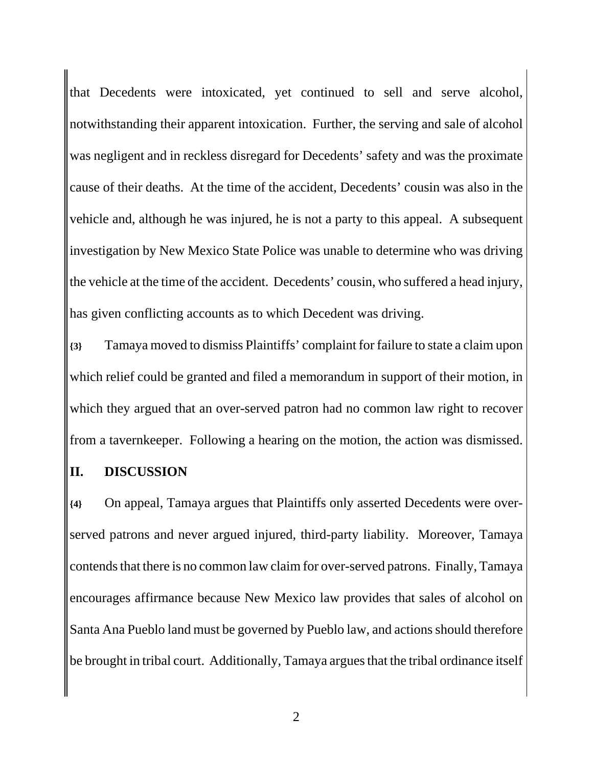that Decedents were intoxicated, yet continued to sell and serve alcohol, notwithstanding their apparent intoxication. Further, the serving and sale of alcohol was negligent and in reckless disregard for Decedents' safety and was the proximate cause of their deaths. At the time of the accident, Decedents' cousin was also in the vehicle and, although he was injured, he is not a party to this appeal. A subsequent investigation by New Mexico State Police was unable to determine who was driving the vehicle at the time of the accident. Decedents' cousin, who suffered a head injury, has given conflicting accounts as to which Decedent was driving.

**{3}** Tamaya moved to dismiss Plaintiffs' complaint for failure to state a claim upon which relief could be granted and filed a memorandum in support of their motion, in which they argued that an over-served patron had no common law right to recover from a tavernkeeper. Following a hearing on the motion, the action was dismissed.

## II. DISCUSSION

**{4}** On appeal, Tamaya argues that Plaintiffs only asserted Decedents were over-served patrons and never argued injured, third-party liability. Moreover, Tamaya contends that there is no common law claim for over-served patrons. Finally, Tamaya encourages affirmance because New Mexico law provides that sales of alcohol on Santa Ana Pueblo land must be governed by Pueblo law, and actions should therefore be brought in tribal court. Additionally, Tamaya argues that the tribal ordinance itself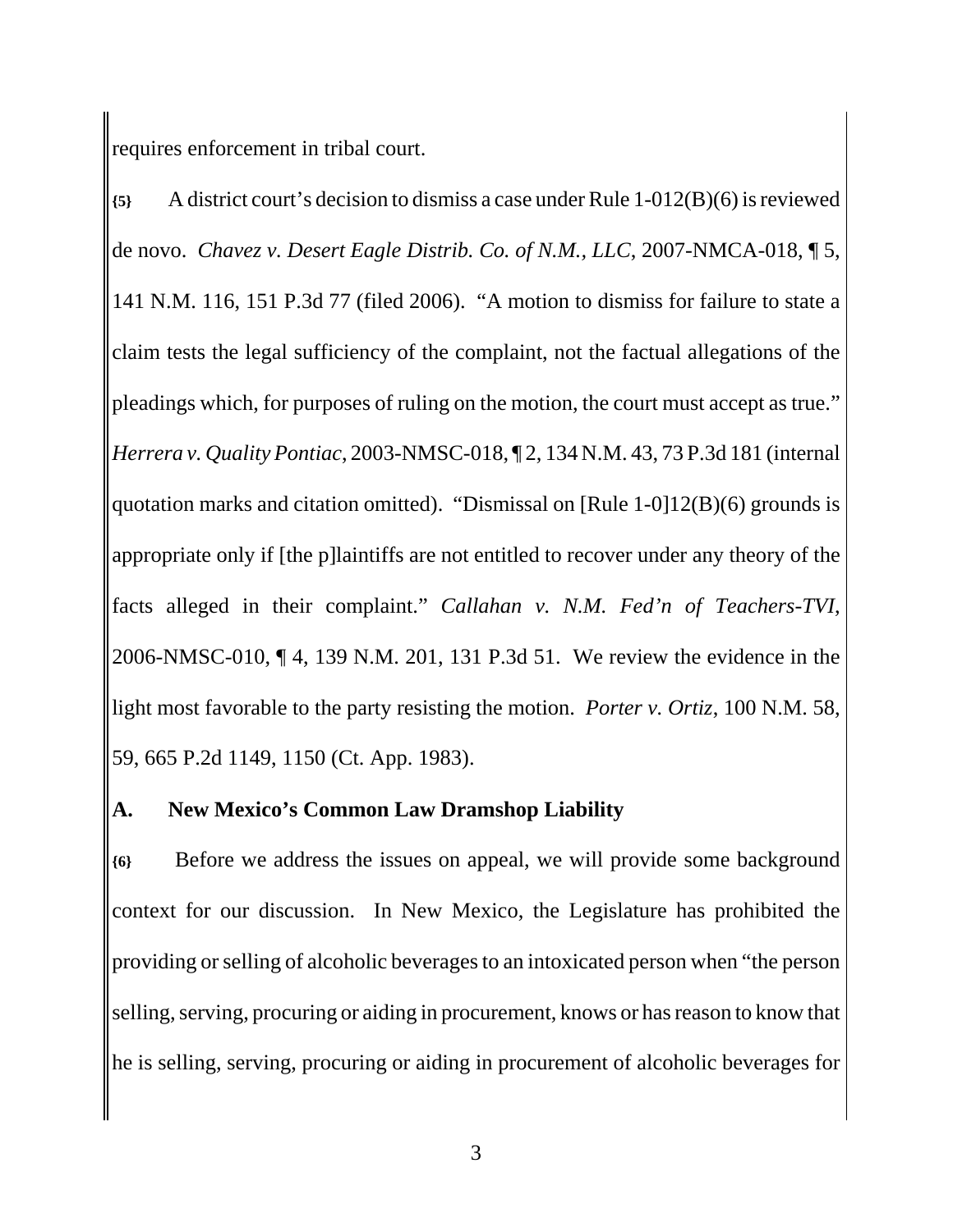requires enforcement in tribal court.

{5} A district court's decision to dismiss a case under Rule 1-012(B)(6) is reviewed de novo. *Chavez v. Desert Eagle Distrib. Co. of N.M., LLC*, 2007-NMCA-018, ¶ 5, 141 N.M. 116, 151 P.3d 77 (filed 2006). "A motion to dismiss for failure to state a claim tests the legal sufficiency of the complaint, not the factual allegations of the pleadings which, for purposes of ruling on the motion, the court must accept as true." *Herrera v. Quality Pontiac*, 2003-NMSC-018, ¶ 2, 134 N.M. 43, 73 P.3d 181 (internal quotation marks and citation omitted). "Dismissal on [Rule 1-0]12(B)(6) grounds is appropriate only if [the p]laintiffs are not entitled to recover under any theory of the facts alleged in their complaint." *Callahan v. N.M. Fed'n of Teachers-TVI*, 2006-NMSC-010, ¶ 4, 139 N.M. 201, 131 P.3d 51. We review the evidence in the light most favorable to the party resisting the motion. *Porter v. Ortiz*, 100 N.M. 58, 59, 665 P.2d 1149, 1150 (Ct. App. 1983).

## A. New Mexico's Common Law Dramshop Liability

{6} Before we address the issues on appeal, we will provide some background context for our discussion. In New Mexico, the Legislature has prohibited the providing or selling of alcoholic beverages to an intoxicated person when "the person selling, serving, procuring or aiding in procurement, knows or has reason to know that he is selling, serving, procuring or aiding in procurement of alcoholic beverages for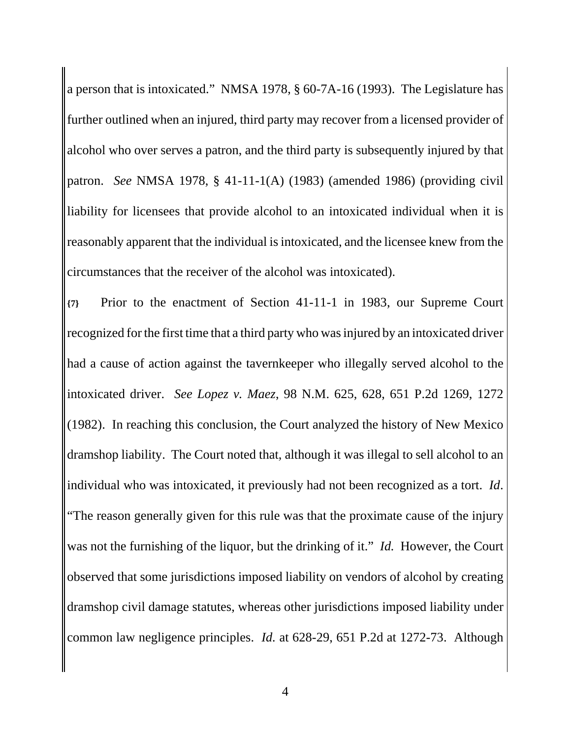a person that is intoxicated." NMSA 1978, § 60-7A-16 (1993). The Legislature has further outlined when an injured, third party may recover from a licensed provider of alcohol who over serves a patron, and the third party is subsequently injured by that patron. *See* NMSA 1978, § 41-11-1(A) (1983) (amended 1986) (providing civil liability for licensees that provide alcohol to an intoxicated individual when it is reasonably apparent that the individual is intoxicated, and the licensee knew from the circumstances that the receiver of the alcohol was intoxicated).

**{7}** Prior to the enactment of Section 41-11-1 in 1983, our Supreme Court recognized for the first time that a third party who was injured by an intoxicated driver had a cause of action against the tavernkeeper who illegally served alcohol to the intoxicated driver. *See Lopez v. Maez*, 98 N.M. 625, 628, 651 P.2d 1269, 1272 (1982). In reaching this conclusion, the Court analyzed the history of New Mexico dramshop liability. The Court noted that, although it was illegal to sell alcohol to an individual who was intoxicated, it previously had not been recognized as a tort. *Id*. "The reason generally given for this rule was that the proximate cause of the injury was not the furnishing of the liquor, but the drinking of it." *Id.* However, the Court observed that some jurisdictions imposed liability on vendors of alcohol by creating dramshop civil damage statutes, whereas other jurisdictions imposed liability under common law negligence principles. *Id.* at 628-29, 651 P.2d at 1272-73. Although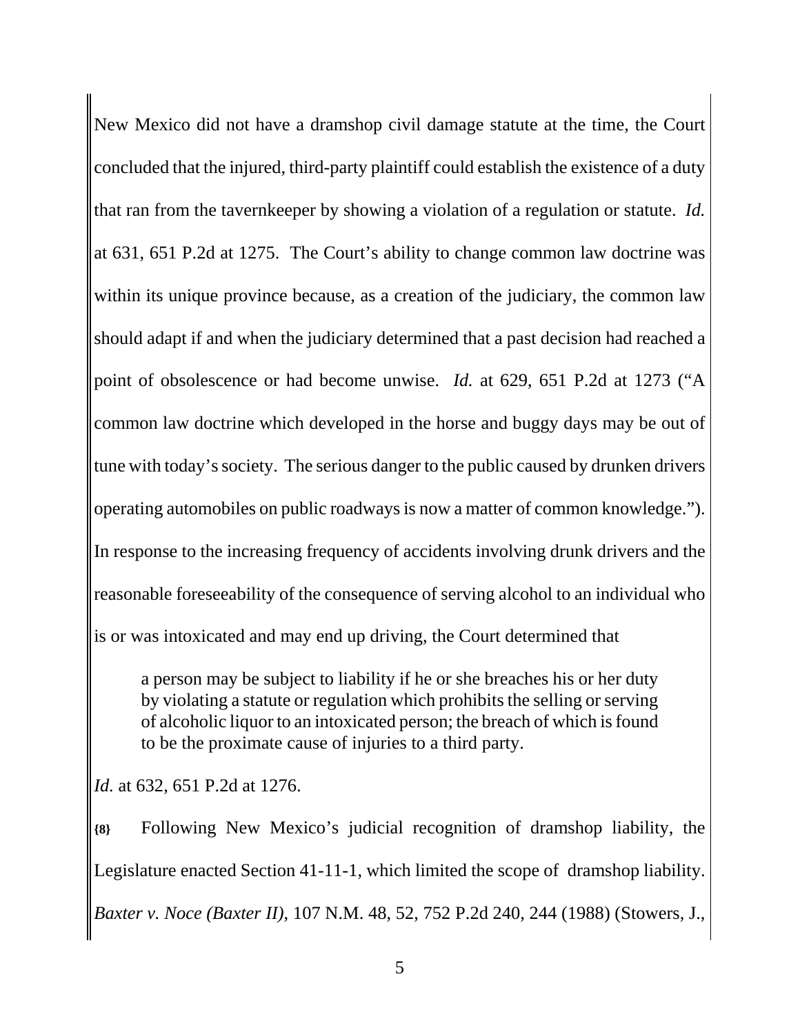New Mexico did not have a dramshop civil damage statute at the time, the Court concluded that the injured, third-party plaintiff could establish the existence of a duty that ran from the tavernkeeper by showing a violation of a regulation or statute. *Id.* at 631, 651 P.2d at 1275. The Court's ability to change common law doctrine was within its unique province because, as a creation of the judiciary, the common law should adapt if and when the judiciary determined that a past decision had reached a point of obsolescence or had become unwise. *Id.* at 629, 651 P.2d at 1273 ("A common law doctrine which developed in the horse and buggy days may be out of tune with today's society. The serious danger to the public caused by drunken drivers operating automobiles on public roadways is now a matter of common knowledge."). In response to the increasing frequency of accidents involving drunk drivers and the reasonable foreseeability of the consequence of serving alcohol to an individual who is or was intoxicated and may end up driving, the Court determined that

> a person may be subject to liability if he or she breaches his or her duty by violating a statute or regulation which prohibits the selling or serving of alcoholic liquor to an intoxicated person; the breach of which is found to be the proximate cause of injuries to a third party.

*Id.* at 632, 651 P.2d at 1276.

**{8}** Following New Mexico's judicial recognition of dramshop liability, the Legislature enacted Section 41-11-1, which limited the scope of dramshop liability. *Baxter v. Noce (Baxter II)*, 107 N.M. 48, 52, 752 P.2d 240, 244 (1988) (Stowers, J.,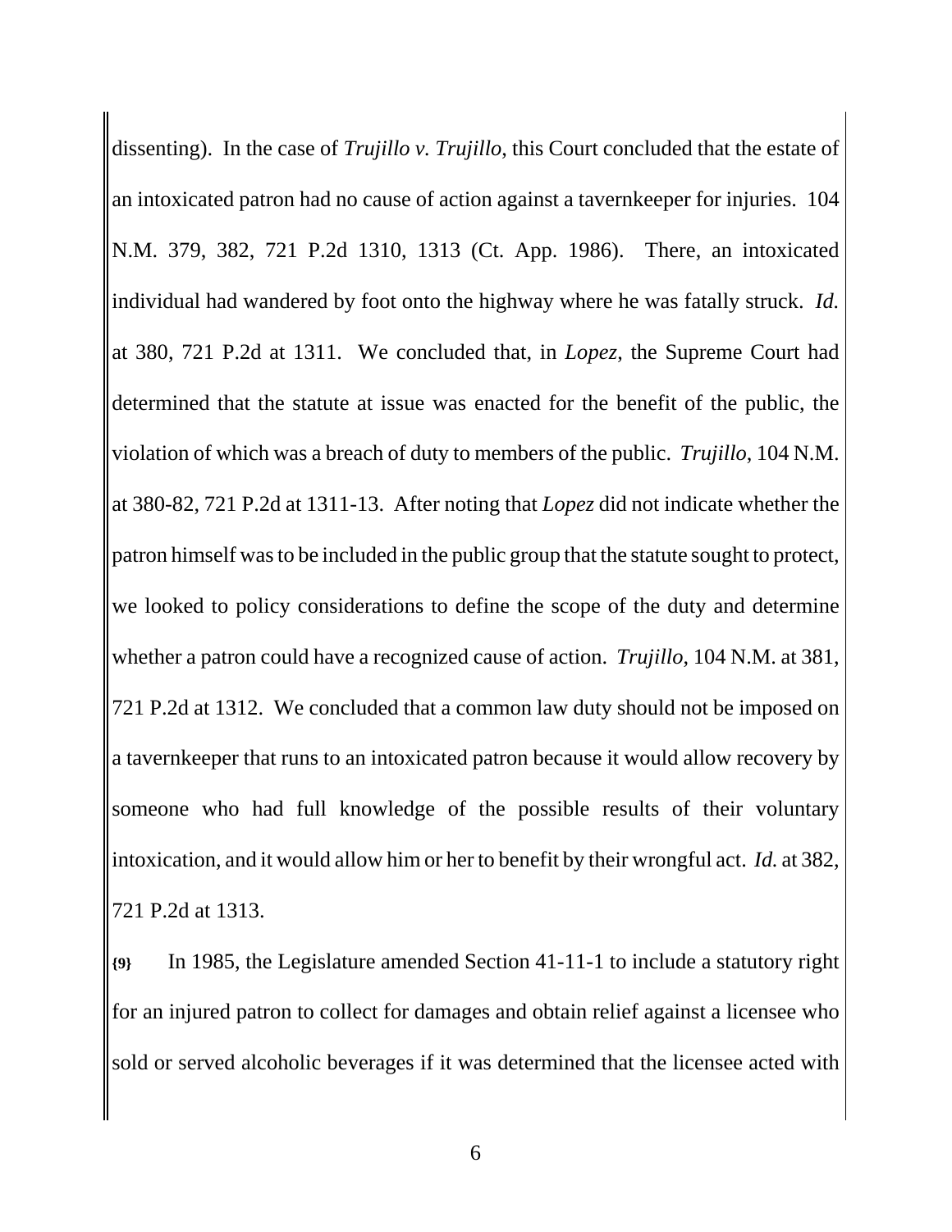dissenting). In the case of *Trujillo v. Trujillo*, this Court concluded that the estate of an intoxicated patron had no cause of action against a tavernkeeper for injuries. 104 N.M. 379, 382, 721 P.2d 1310, 1313 (Ct. App. 1986). There, an intoxicated individual had wandered by foot onto the highway where he was fatally struck. *Id.* at 380, 721 P.2d at 1311. We concluded that, in *Lopez*, the Supreme Court had determined that the statute at issue was enacted for the benefit of the public, the violation of which was a breach of duty to members of the public. *Trujillo*, 104 N.M. at 380-82, 721 P.2d at 1311-13. After noting that *Lopez* did not indicate whether the patron himself was to be included in the public group that the statute sought to protect, we looked to policy considerations to define the scope of the duty and determine whether a patron could have a recognized cause of action. *Trujillo*, 104 N.M. at 381, 721 P.2d at 1312. We concluded that a common law duty should not be imposed on a tavernkeeper that runs to an intoxicated patron because it would allow recovery by someone who had full knowledge of the possible results of their voluntary intoxication, and it would allow him or her to benefit by their wrongful act. *Id.* at 382, 721 P.2d at 1313.

**{9}** In 1985, the Legislature amended Section 41-11-1 to include a statutory right for an injured patron to collect for damages and obtain relief against a licensee who sold or served alcoholic beverages if it was determined that the licensee acted with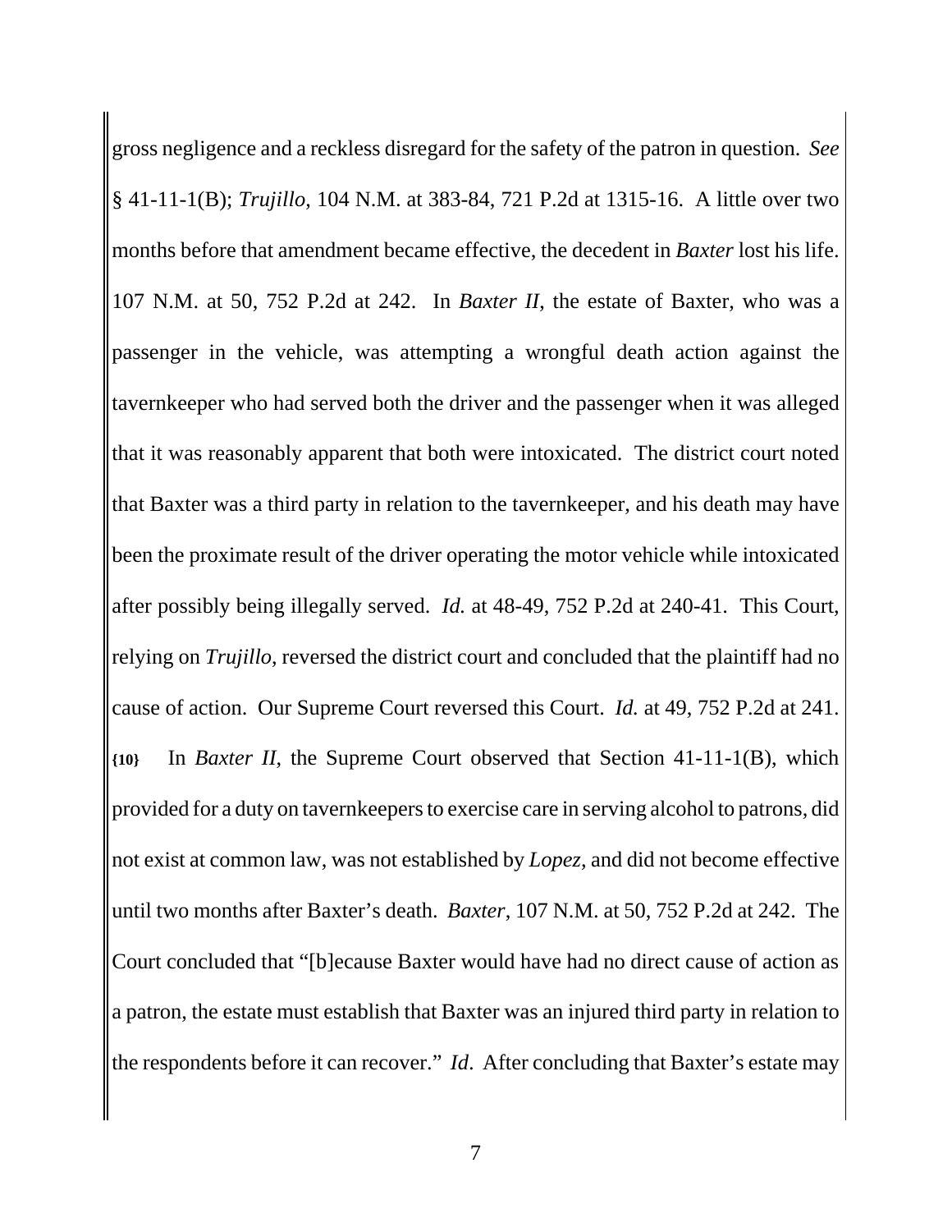gross negligence and a reckless disregard for the safety of the patron in question. *See* § 41-11-1(B); *Trujillo*, 104 N.M. at 383-84, 721 P.2d at 1315-16. A little over two months before that amendment became effective, the decedent in *Baxter* lost his life. 107 N.M. at 50, 752 P.2d at 242. In *Baxter II*, the estate of Baxter, who was a passenger in the vehicle, was attempting a wrongful death action against the tavernkeeper who had served both the driver and the passenger when it was alleged that it was reasonably apparent that both were intoxicated. The district court noted that Baxter was a third party in relation to the tavernkeeper, and his death may have been the proximate result of the driver operating the motor vehicle while intoxicated after possibly being illegally served. *Id.* at 48-49, 752 P.2d at 240-41. This Court, relying on *Trujillo,* reversed the district court and concluded that the plaintiff had no cause of action. Our Supreme Court reversed this Court. *Id.* at 49, 752 P.2d at 241.

**{10}** In *Baxter II*, the Supreme Court observed that Section 41-11-1(B), which provided for a duty on tavernkeepers to exercise care in serving alcohol to patrons, did not exist at common law, was not established by *Lopez,* and did not become effective until two months after Baxter's death. *Baxter*, 107 N.M. at 50, 752 P.2d at 242. The Court concluded that "[b]ecause Baxter would have had no direct cause of action as a patron, the estate must establish that Baxter was an injured third party in relation to the respondents before it can recover." *Id*. After concluding that Baxter's estate may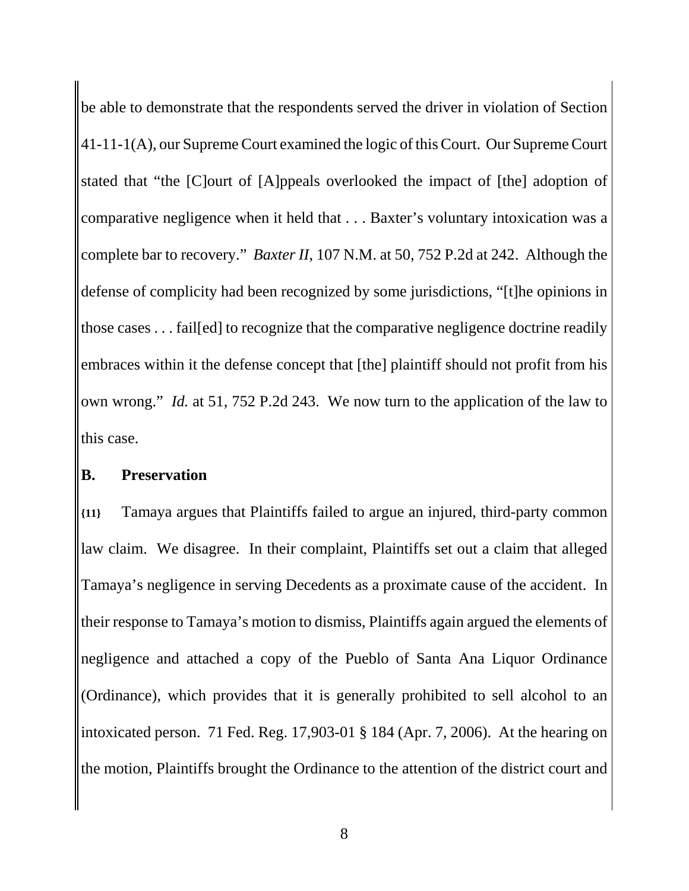be able to demonstrate that the respondents served the driver in violation of Section 41-11-1(A), our Supreme Court examined the logic of this Court. Our Supreme Court stated that "the [C]ourt of [A]ppeals overlooked the impact of [the] adoption of comparative negligence when it held that . . . Baxter's voluntary intoxication was a complete bar to recovery." *Baxter II*, 107 N.M. at 50, 752 P.2d at 242. Although the defense of complicity had been recognized by some jurisdictions, "[t]he opinions in those cases . . . fail[ed] to recognize that the comparative negligence doctrine readily embraces within it the defense concept that [the] plaintiff should not profit from his own wrong." *Id.* at 51, 752 P.2d 243. We now turn to the application of the law to this case.

## B. Preservation

**{11}** Tamaya argues that Plaintiffs failed to argue an injured, third-party common law claim. We disagree. In their complaint, Plaintiffs set out a claim that alleged Tamaya's negligence in serving Decedents as a proximate cause of the accident. In their response to Tamaya's motion to dismiss, Plaintiffs again argued the elements of negligence and attached a copy of the Pueblo of Santa Ana Liquor Ordinance (Ordinance), which provides that it is generally prohibited to sell alcohol to an intoxicated person. 71 Fed. Reg. 17,903-01 § 184 (Apr. 7, 2006). At the hearing on the motion, Plaintiffs brought the Ordinance to the attention of the district court and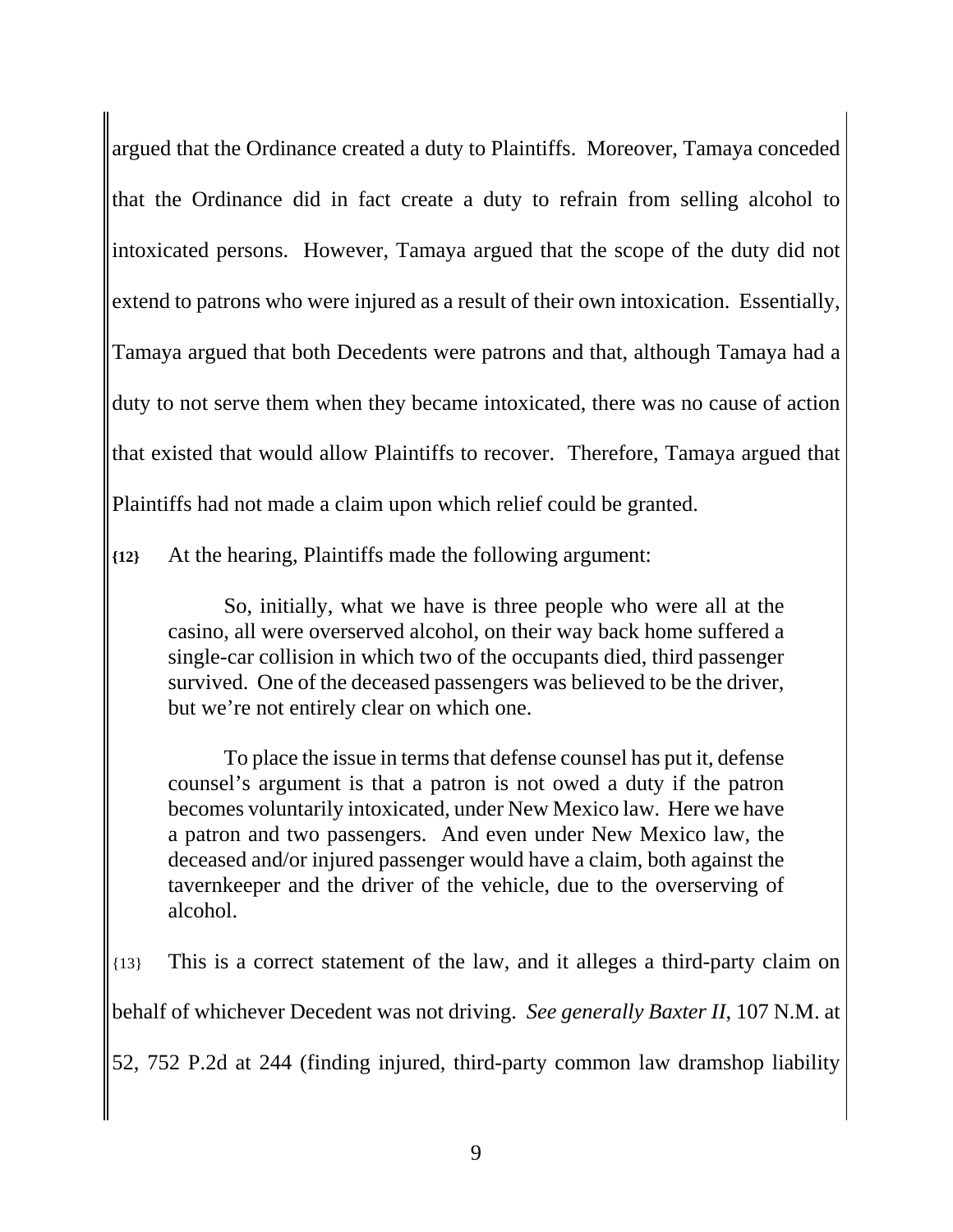argued that the Ordinance created a duty to Plaintiffs. Moreover, Tamaya conceded that the Ordinance did in fact create a duty to refrain from selling alcohol to intoxicated persons. However, Tamaya argued that the scope of the duty did not extend to patrons who were injured as a result of their own intoxication. Essentially, Tamaya argued that both Decedents were patrons and that, although Tamaya had a duty to not serve them when they became intoxicated, there was no cause of action that existed that would allow Plaintiffs to recover. Therefore, Tamaya argued that Plaintiffs had not made a claim upon which relief could be granted.

**{12}** At the hearing, Plaintiffs made the following argument:

> So, initially, what we have is three people who were all at the casino, all were overserved alcohol, on their way back home suffered a single-car collision in which two of the occupants died, third passenger survived. One of the deceased passengers was believed to be the driver, but we're not entirely clear on which one.
>
> To place the issue in terms that defense counsel has put it, defense counsel's argument is that a patron is not owed a duty if the patron becomes voluntarily intoxicated, under New Mexico law. Here we have a patron and two passengers. And even under New Mexico law, the deceased and/or injured passenger would have a claim, both against the tavernkeeper and the driver of the vehicle, due to the overserving of alcohol.

{13} This is a correct statement of the law, and it alleges a third-party claim on behalf of whichever Decedent was not driving. *See generally Baxter II*, 107 N.M. at 52, 752 P.2d at 244 (finding injured, third-party common law dramshop liability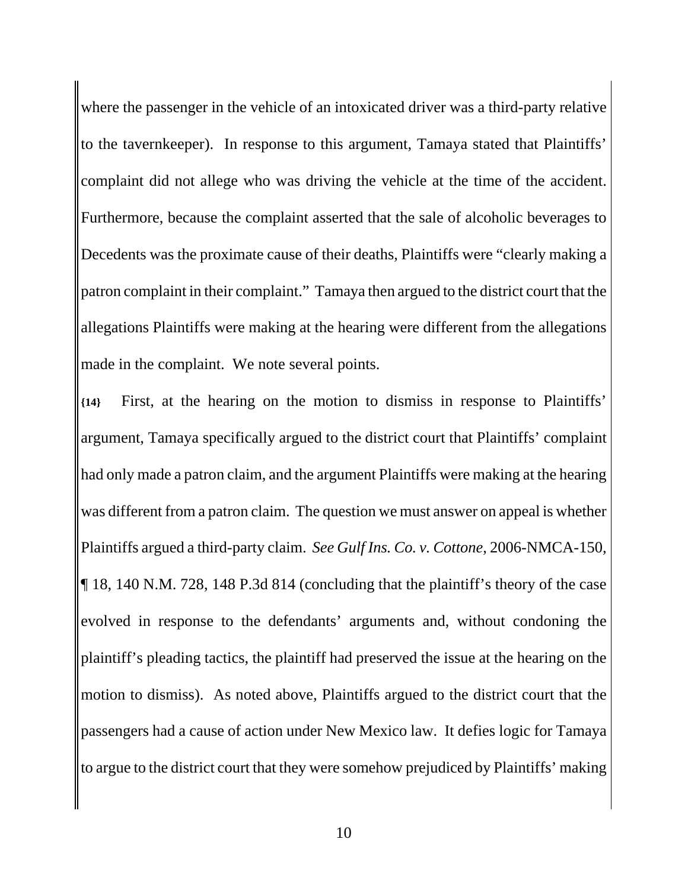where the passenger in the vehicle of an intoxicated driver was a third-party relative to the tavernkeeper). In response to this argument, Tamaya stated that Plaintiffs' complaint did not allege who was driving the vehicle at the time of the accident. Furthermore, because the complaint asserted that the sale of alcoholic beverages to Decedents was the proximate cause of their deaths, Plaintiffs were "clearly making a patron complaint in their complaint." Tamaya then argued to the district court that the allegations Plaintiffs were making at the hearing were different from the allegations made in the complaint. We note several points.

**{14}** First, at the hearing on the motion to dismiss in response to Plaintiffs' argument, Tamaya specifically argued to the district court that Plaintiffs' complaint had only made a patron claim, and the argument Plaintiffs were making at the hearing was different from a patron claim. The question we must answer on appeal is whether Plaintiffs argued a third-party claim. *See Gulf Ins. Co. v. Cottone*, 2006-NMCA-150, ¶ 18, 140 N.M. 728, 148 P.3d 814 (concluding that the plaintiff's theory of the case evolved in response to the defendants' arguments and, without condoning the plaintiff's pleading tactics, the plaintiff had preserved the issue at the hearing on the motion to dismiss). As noted above, Plaintiffs argued to the district court that the passengers had a cause of action under New Mexico law. It defies logic for Tamaya to argue to the district court that they were somehow prejudiced by Plaintiffs' making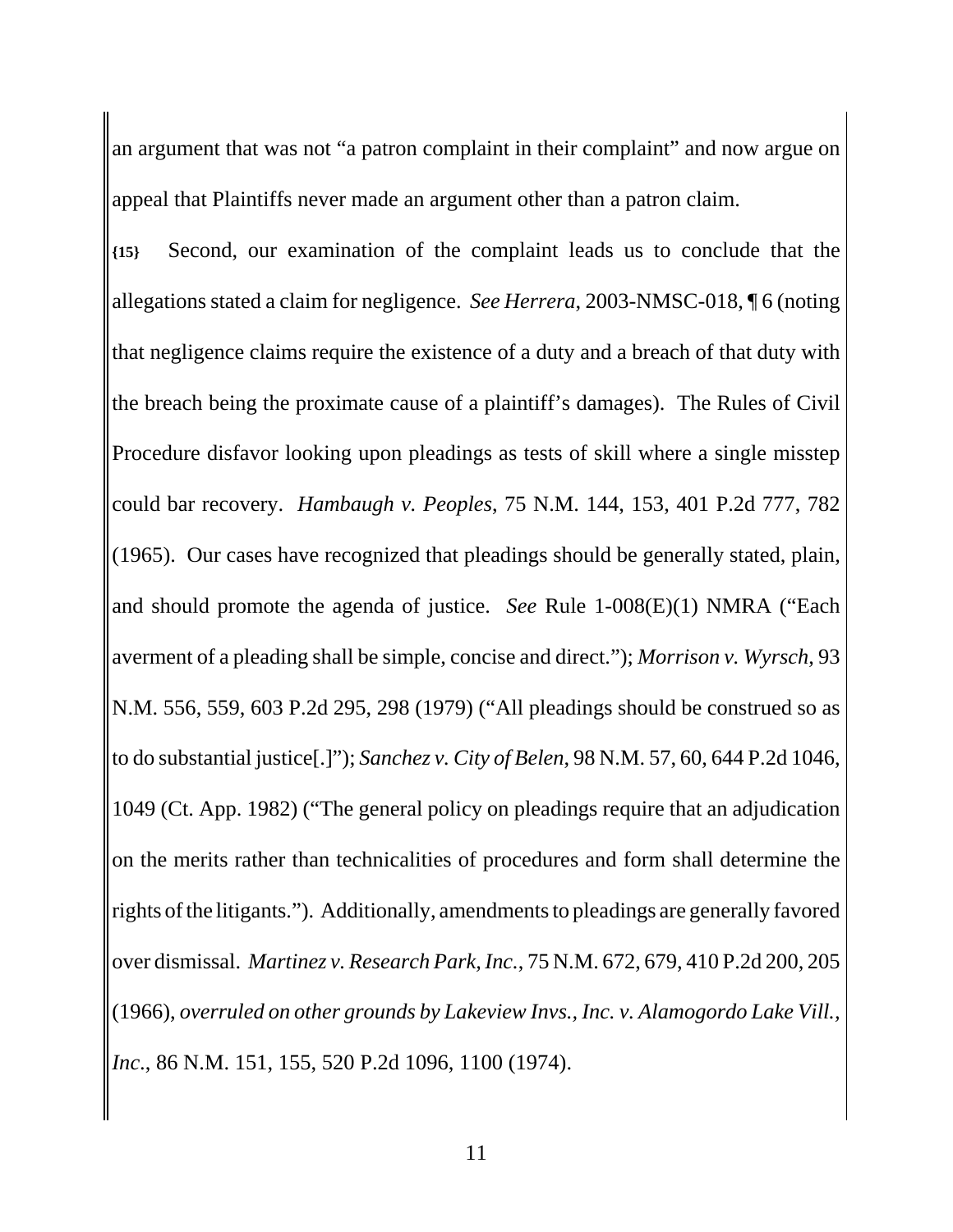an argument that was not "a patron complaint in their complaint" and now argue on appeal that Plaintiffs never made an argument other than a patron claim.

**{15}** Second, our examination of the complaint leads us to conclude that the allegations stated a claim for negligence. *See Herrera*, 2003-NMSC-018, ¶ 6 (noting that negligence claims require the existence of a duty and a breach of that duty with the breach being the proximate cause of a plaintiff's damages). The Rules of Civil Procedure disfavor looking upon pleadings as tests of skill where a single misstep could bar recovery. *Hambaugh v. Peoples*, 75 N.M. 144, 153, 401 P.2d 777, 782 (1965). Our cases have recognized that pleadings should be generally stated, plain, and should promote the agenda of justice. *See* Rule 1-008(E)(1) NMRA ("Each averment of a pleading shall be simple, concise and direct."); *Morrison v. Wyrsch*, 93 N.M. 556, 559, 603 P.2d 295, 298 (1979) ("All pleadings should be construed so as to do substantial justice[.]"); *Sanchez v. City of Belen*, 98 N.M. 57, 60, 644 P.2d 1046, 1049 (Ct. App. 1982) ("The general policy on pleadings require that an adjudication on the merits rather than technicalities of procedures and form shall determine the rights of the litigants."). Additionally, amendments to pleadings are generally favored over dismissal. *Martinez v. Research Park, Inc.*, 75 N.M. 672, 679, 410 P.2d 200, 205 (1966), *overruled on other grounds by Lakeview Invs., Inc. v. Alamogordo Lake Vill., Inc.*, 86 N.M. 151, 155, 520 P.2d 1096, 1100 (1974).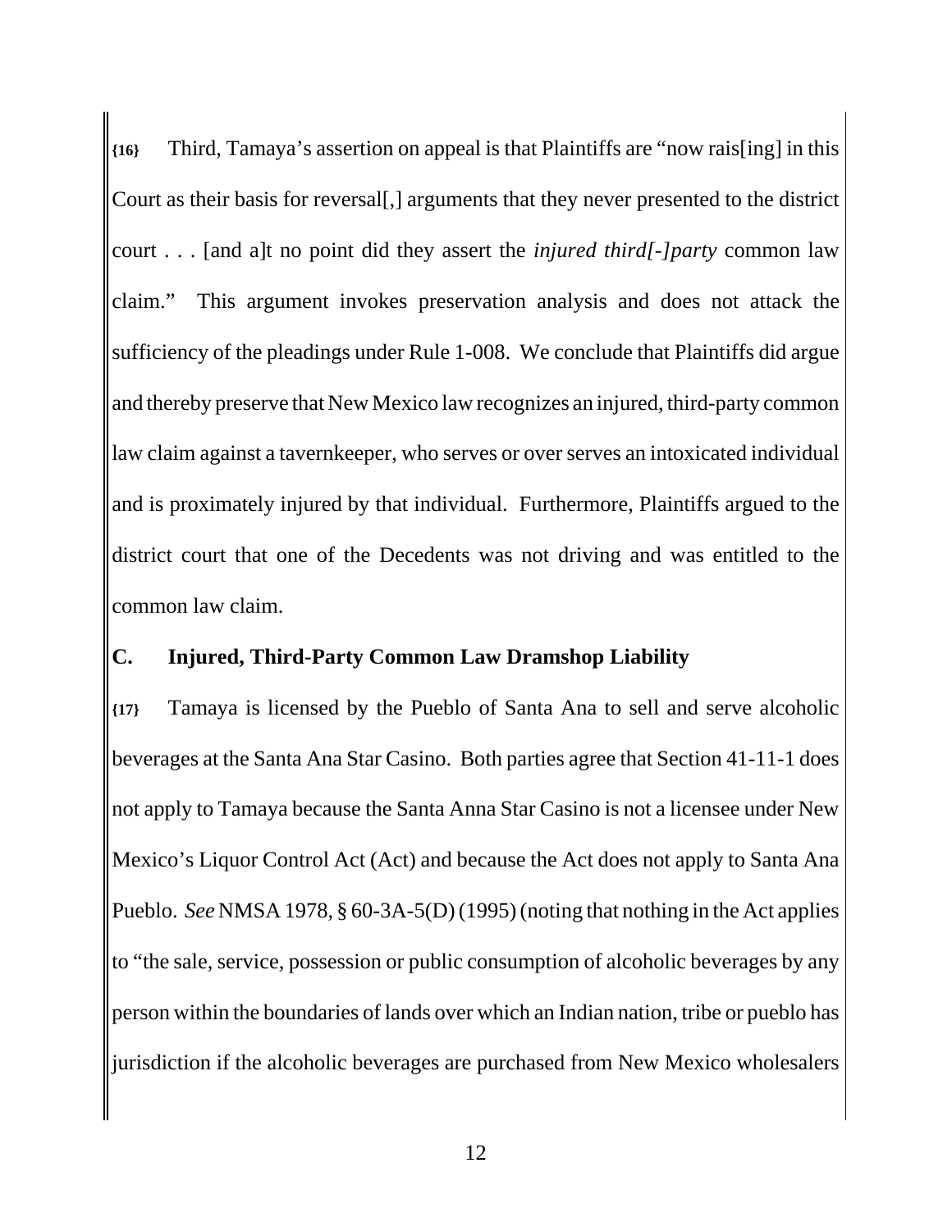**{16}** Third, Tamaya's assertion on appeal is that Plaintiffs are "now rais[ing] in this Court as their basis for reversal[,] arguments that they never presented to the district court . . . [and a]t no point did they assert the *injured third[-]party* common law claim." This argument invokes preservation analysis and does not attack the sufficiency of the pleadings under Rule 1-008. We conclude that Plaintiffs did argue and thereby preserve that New Mexico law recognizes an injured, third-party common law claim against a tavernkeeper, who serves or over serves an intoxicated individual and is proximately injured by that individual. Furthermore, Plaintiffs argued to the district court that one of the Decedents was not driving and was entitled to the common law claim.

## C. Injured, Third-Party Common Law Dramshop Liability

**{17}** Tamaya is licensed by the Pueblo of Santa Ana to sell and serve alcoholic beverages at the Santa Ana Star Casino. Both parties agree that Section 41-11-1 does not apply to Tamaya because the Santa Anna Star Casino is not a licensee under New Mexico's Liquor Control Act (Act) and because the Act does not apply to Santa Ana Pueblo. *See* NMSA 1978, § 60-3A-5(D) (1995) (noting that nothing in the Act applies to "the sale, service, possession or public consumption of alcoholic beverages by any person within the boundaries of lands over which an Indian nation, tribe or pueblo has jurisdiction if the alcoholic beverages are purchased from New Mexico wholesalers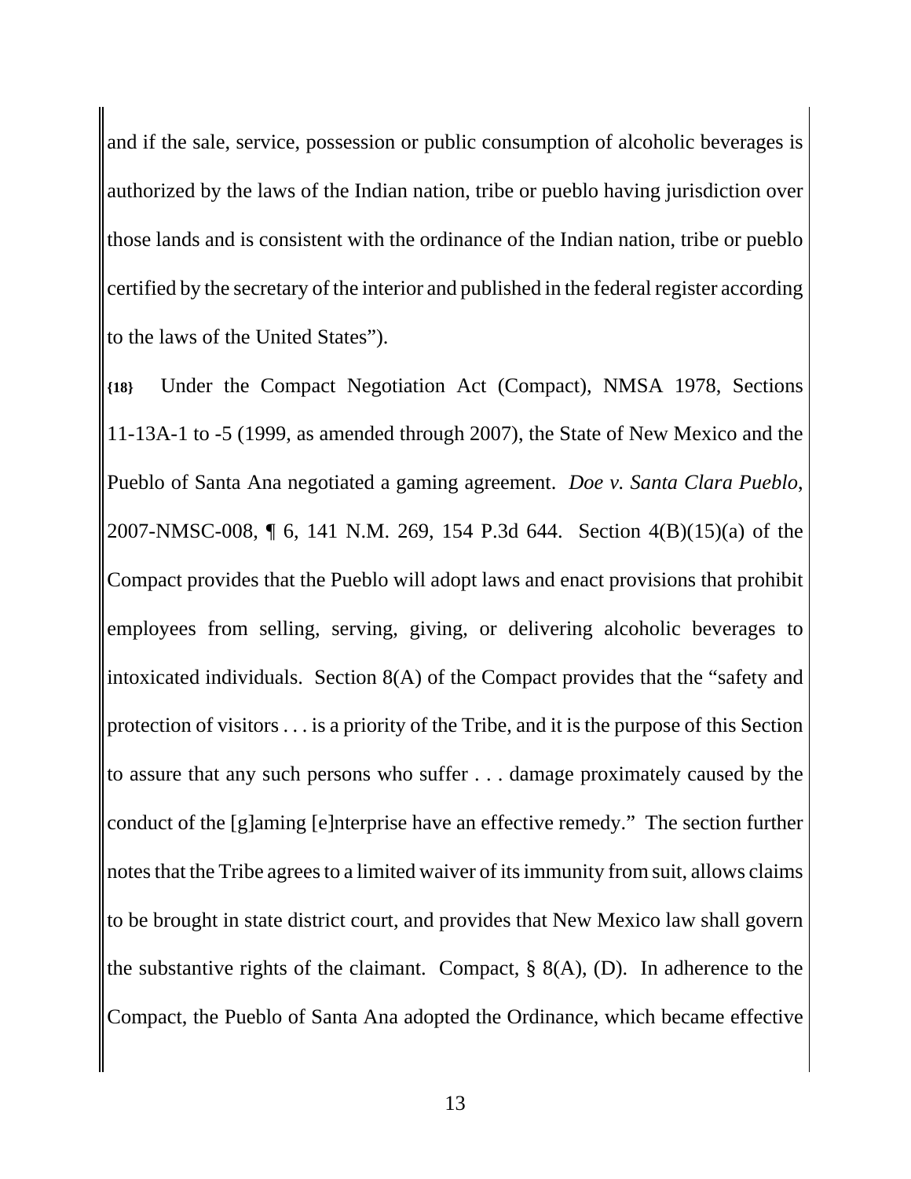and if the sale, service, possession or public consumption of alcoholic beverages is authorized by the laws of the Indian nation, tribe or pueblo having jurisdiction over those lands and is consistent with the ordinance of the Indian nation, tribe or pueblo certified by the secretary of the interior and published in the federal register according to the laws of the United States").

**{18}** Under the Compact Negotiation Act (Compact), NMSA 1978, Sections 11-13A-1 to -5 (1999, as amended through 2007), the State of New Mexico and the Pueblo of Santa Ana negotiated a gaming agreement. *Doe v. Santa Clara Pueblo*, 2007-NMSC-008, ¶ 6, 141 N.M. 269, 154 P.3d 644. Section 4(B)(15)(a) of the Compact provides that the Pueblo will adopt laws and enact provisions that prohibit employees from selling, serving, giving, or delivering alcoholic beverages to intoxicated individuals. Section 8(A) of the Compact provides that the "safety and protection of visitors . . . is a priority of the Tribe, and it is the purpose of this Section to assure that any such persons who suffer . . . damage proximately caused by the conduct of the [g]aming [e]nterprise have an effective remedy." The section further notes that the Tribe agrees to a limited waiver of its immunity from suit, allows claims to be brought in state district court, and provides that New Mexico law shall govern the substantive rights of the claimant. Compact, § 8(A), (D). In adherence to the Compact, the Pueblo of Santa Ana adopted the Ordinance, which became effective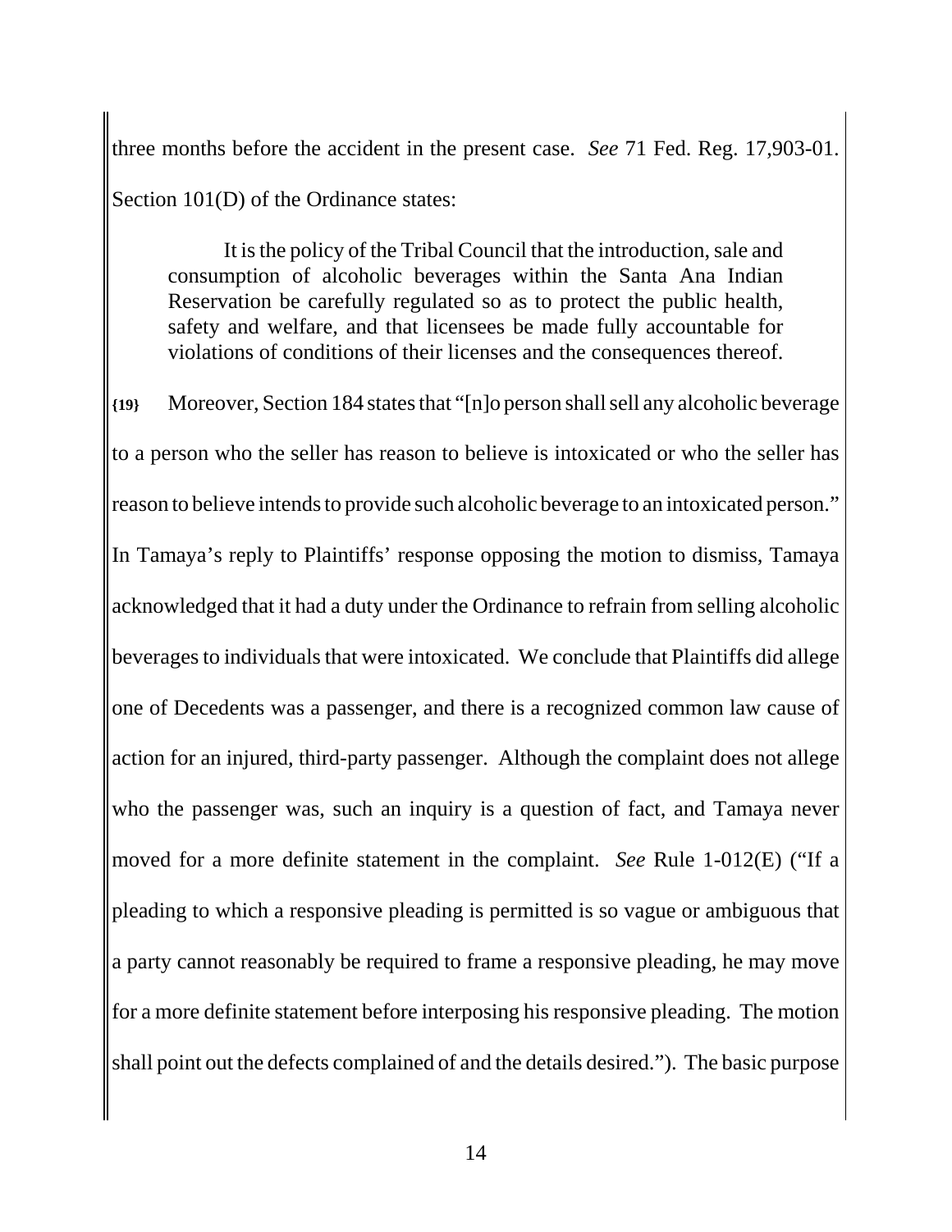three months before the accident in the present case. *See* 71 Fed. Reg. 17,903-01. Section 101(D) of the Ordinance states:

> It is the policy of the Tribal Council that the introduction, sale and consumption of alcoholic beverages within the Santa Ana Indian Reservation be carefully regulated so as to protect the public health, safety and welfare, and that licensees be made fully accountable for violations of conditions of their licenses and the consequences thereof.

**{19}** Moreover, Section 184 states that "[n]o person shall sell any alcoholic beverage to a person who the seller has reason to believe is intoxicated or who the seller has reason to believe intends to provide such alcoholic beverage to an intoxicated person." In Tamaya's reply to Plaintiffs' response opposing the motion to dismiss, Tamaya acknowledged that it had a duty under the Ordinance to refrain from selling alcoholic beverages to individuals that were intoxicated. We conclude that Plaintiffs did allege one of Decedents was a passenger, and there is a recognized common law cause of action for an injured, third-party passenger. Although the complaint does not allege who the passenger was, such an inquiry is a question of fact, and Tamaya never moved for a more definite statement in the complaint. *See* Rule 1-012(E) ("If a pleading to which a responsive pleading is permitted is so vague or ambiguous that a party cannot reasonably be required to frame a responsive pleading, he may move for a more definite statement before interposing his responsive pleading. The motion shall point out the defects complained of and the details desired."). The basic purpose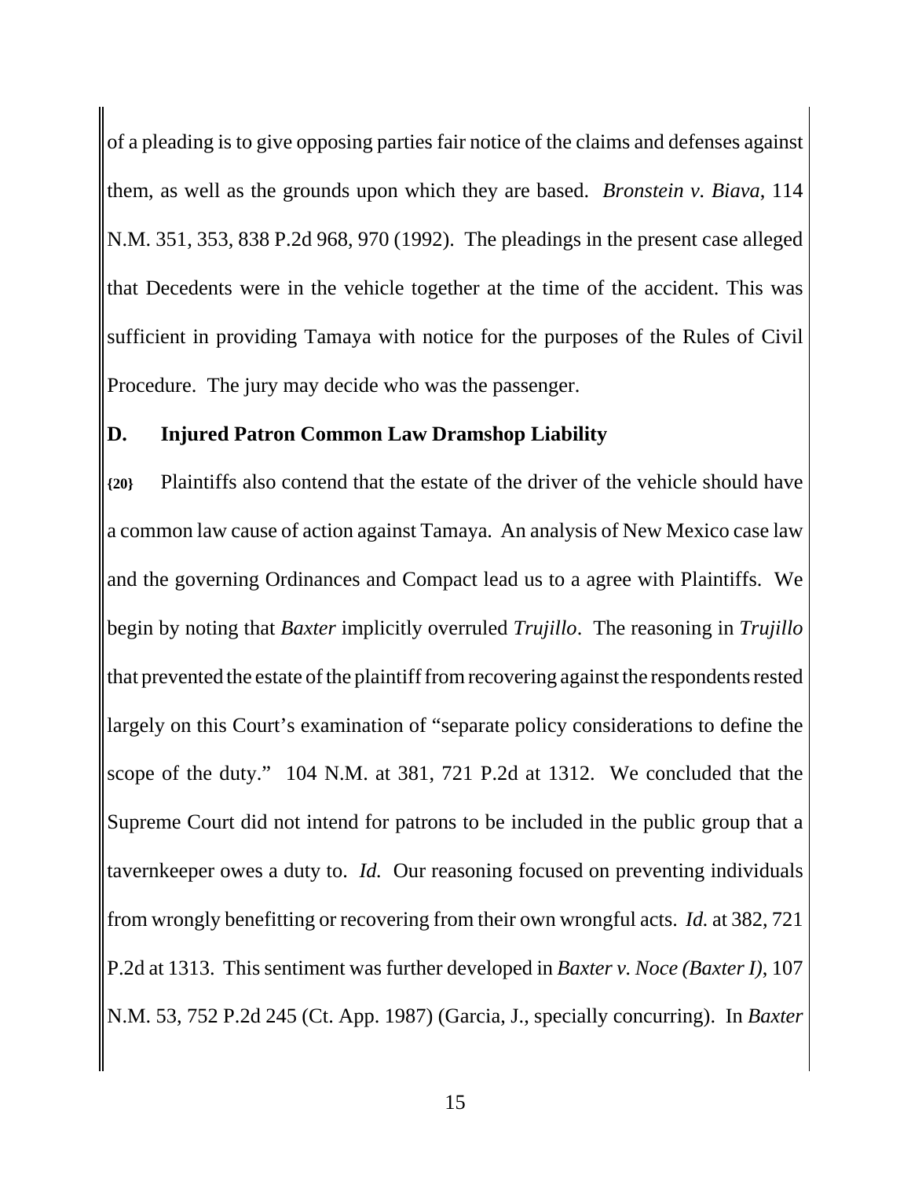of a pleading is to give opposing parties fair notice of the claims and defenses against them, as well as the grounds upon which they are based. *Bronstein v. Biava*, 114 N.M. 351, 353, 838 P.2d 968, 970 (1992). The pleadings in the present case alleged that Decedents were in the vehicle together at the time of the accident. This was sufficient in providing Tamaya with notice for the purposes of the Rules of Civil Procedure. The jury may decide who was the passenger.

## D. Injured Patron Common Law Dramshop Liability

**{20}** Plaintiffs also contend that the estate of the driver of the vehicle should have a common law cause of action against Tamaya. An analysis of New Mexico case law and the governing Ordinances and Compact lead us to a agree with Plaintiffs. We begin by noting that *Baxter* implicitly overruled *Trujillo*. The reasoning in *Trujillo* that prevented the estate of the plaintiff from recovering against the respondents rested largely on this Court's examination of "separate policy considerations to define the scope of the duty." 104 N.M. at 381, 721 P.2d at 1312. We concluded that the Supreme Court did not intend for patrons to be included in the public group that a tavernkeeper owes a duty to. *Id.* Our reasoning focused on preventing individuals from wrongly benefitting or recovering from their own wrongful acts. *Id.* at 382, 721 P.2d at 1313. This sentiment was further developed in *Baxter v. Noce (Baxter I)*, 107 N.M. 53, 752 P.2d 245 (Ct. App. 1987) (Garcia, J., specially concurring). In *Baxter*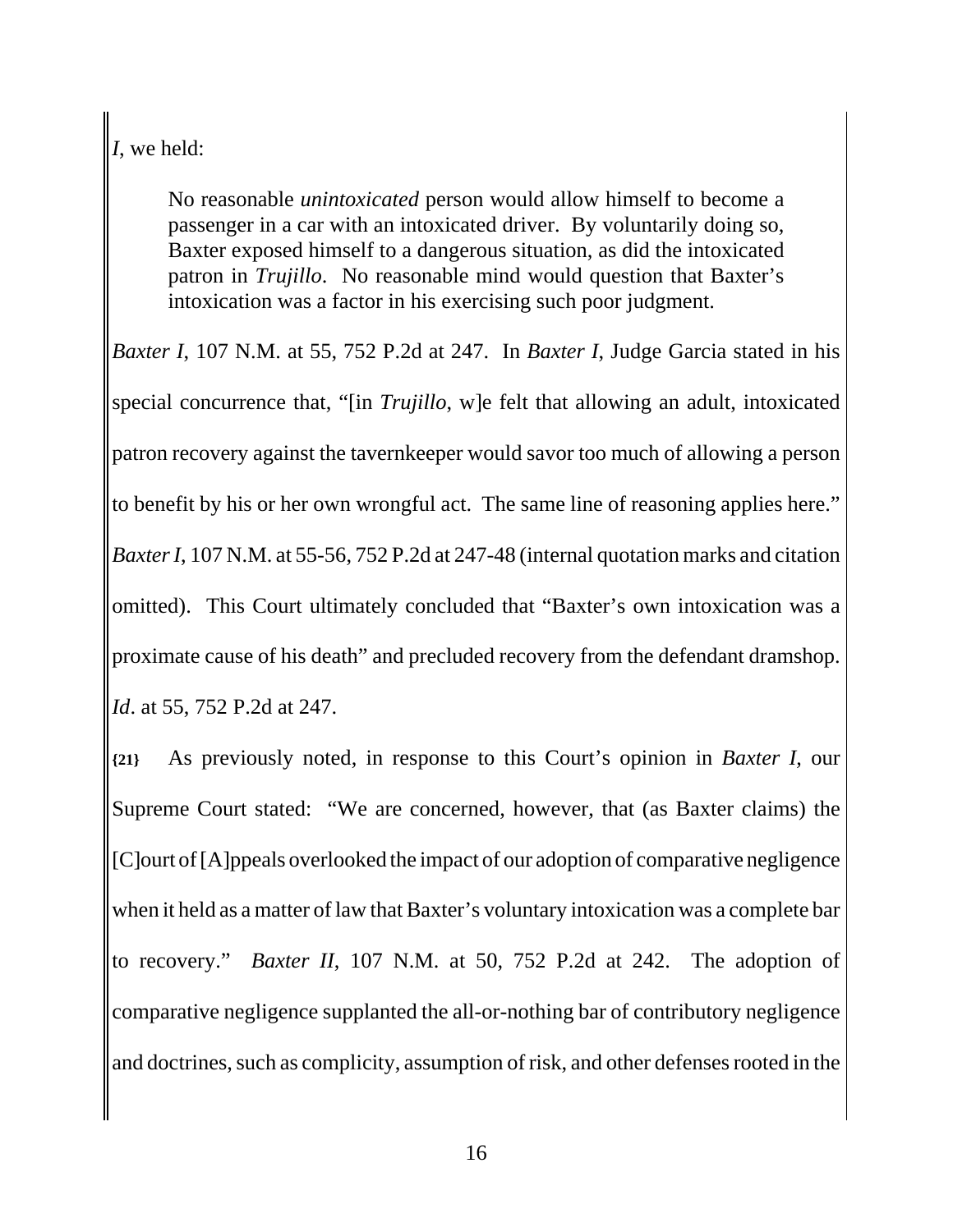*I*, we held:

> No reasonable *unintoxicated* person would allow himself to become a passenger in a car with an intoxicated driver. By voluntarily doing so, Baxter exposed himself to a dangerous situation, as did the intoxicated patron in *Trujillo*. No reasonable mind would question that Baxter's intoxication was a factor in his exercising such poor judgment.

*Baxter I*, 107 N.M. at 55, 752 P.2d at 247. In *Baxter I*, Judge Garcia stated in his special concurrence that, "[in *Trujillo*, w]e felt that allowing an adult, intoxicated patron recovery against the tavernkeeper would savor too much of allowing a person to benefit by his or her own wrongful act. The same line of reasoning applies here." *Baxter I*, 107 N.M. at 55-56, 752 P.2d at 247-48 (internal quotation marks and citation omitted). This Court ultimately concluded that "Baxter's own intoxication was a proximate cause of his death" and precluded recovery from the defendant dramshop. *Id*. at 55, 752 P.2d at 247.

**{21}** As previously noted, in response to this Court's opinion in *Baxter I*, our Supreme Court stated: "We are concerned, however, that (as Baxter claims) the [C]ourt of [A]ppeals overlooked the impact of our adoption of comparative negligence when it held as a matter of law that Baxter's voluntary intoxication was a complete bar to recovery." *Baxter II*, 107 N.M. at 50, 752 P.2d at 242. The adoption of comparative negligence supplanted the all-or-nothing bar of contributory negligence and doctrines, such as complicity, assumption of risk, and other defenses rooted in the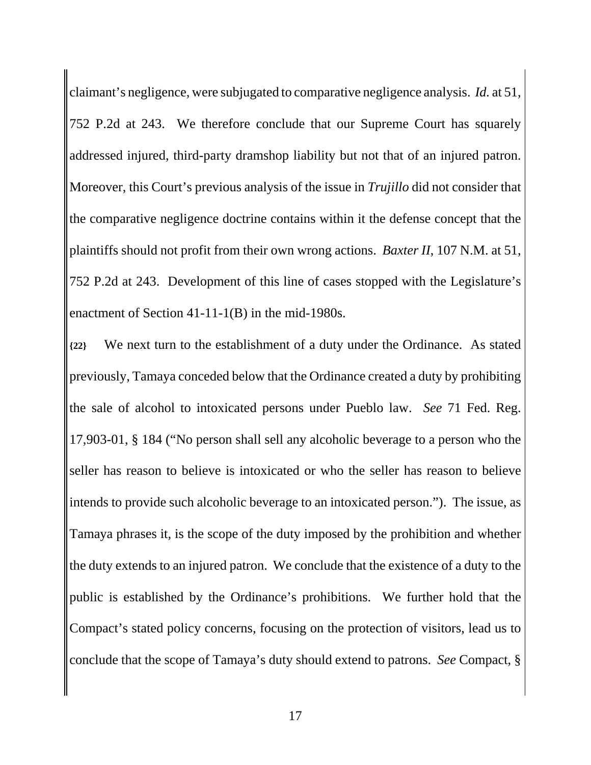claimant's negligence, were subjugated to comparative negligence analysis. *Id.* at 51, 752 P.2d at 243. We therefore conclude that our Supreme Court has squarely addressed injured, third-party dramshop liability but not that of an injured patron. Moreover, this Court's previous analysis of the issue in *Trujillo* did not consider that the comparative negligence doctrine contains within it the defense concept that the plaintiffs should not profit from their own wrong actions. *Baxter II*, 107 N.M. at 51, 752 P.2d at 243. Development of this line of cases stopped with the Legislature's enactment of Section 41-11-1(B) in the mid-1980s.

**{22}** We next turn to the establishment of a duty under the Ordinance. As stated previously, Tamaya conceded below that the Ordinance created a duty by prohibiting the sale of alcohol to intoxicated persons under Pueblo law. *See* 71 Fed. Reg. 17,903-01, § 184 ("No person shall sell any alcoholic beverage to a person who the seller has reason to believe is intoxicated or who the seller has reason to believe intends to provide such alcoholic beverage to an intoxicated person."). The issue, as Tamaya phrases it, is the scope of the duty imposed by the prohibition and whether the duty extends to an injured patron. We conclude that the existence of a duty to the public is established by the Ordinance's prohibitions. We further hold that the Compact's stated policy concerns, focusing on the protection of visitors, lead us to conclude that the scope of Tamaya's duty should extend to patrons. *See* Compact, §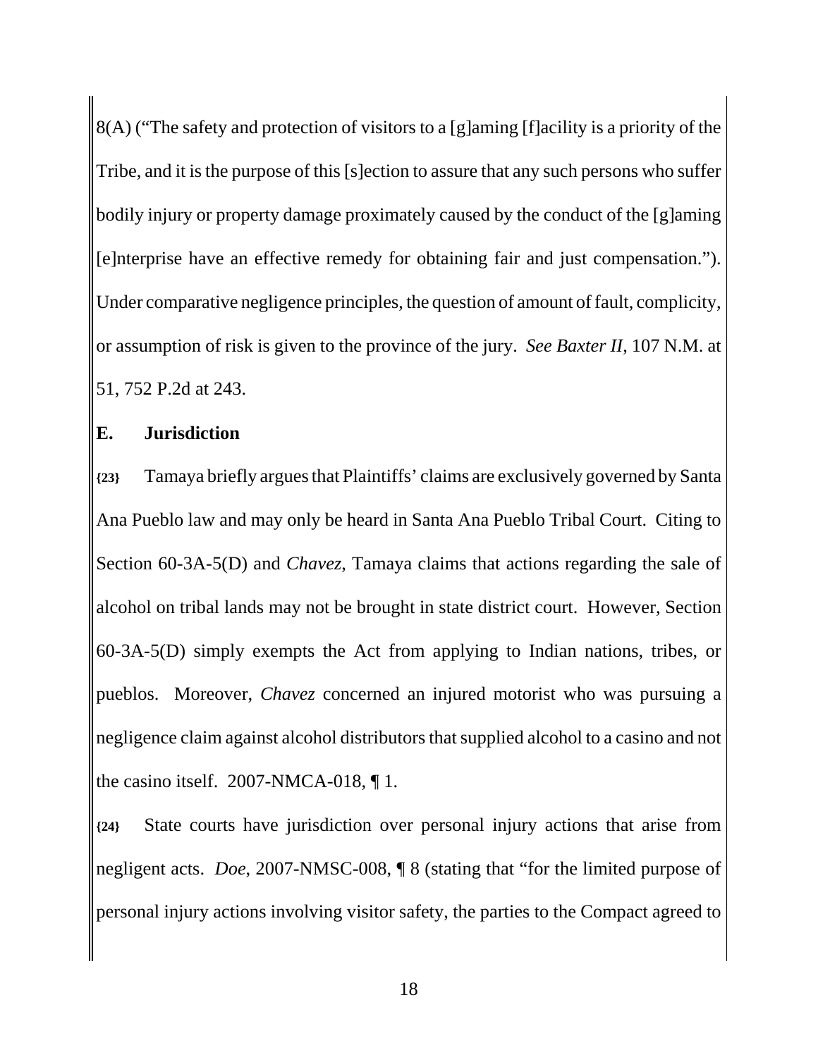8(A) ("The safety and protection of visitors to a [g]aming [f]acility is a priority of the Tribe, and it is the purpose of this [s]ection to assure that any such persons who suffer bodily injury or property damage proximately caused by the conduct of the [g]aming [e]nterprise have an effective remedy for obtaining fair and just compensation."). Under comparative negligence principles, the question of amount of fault, complicity, or assumption of risk is given to the province of the jury. *See Baxter II*, 107 N.M. at 51, 752 P.2d at 243.

**E. Jurisdiction**

**{23}** Tamaya briefly argues that Plaintiffs' claims are exclusively governed by Santa Ana Pueblo law and may only be heard in Santa Ana Pueblo Tribal Court. Citing to Section 60-3A-5(D) and *Chavez,* Tamaya claims that actions regarding the sale of alcohol on tribal lands may not be brought in state district court. However, Section 60-3A-5(D) simply exempts the Act from applying to Indian nations, tribes, or pueblos. Moreover, *Chavez* concerned an injured motorist who was pursuing a negligence claim against alcohol distributors that supplied alcohol to a casino and not the casino itself. 2007-NMCA-018, ¶ 1.

**{24}** State courts have jurisdiction over personal injury actions that arise from negligent acts. *Doe*, 2007-NMSC-008, ¶ 8 (stating that "for the limited purpose of personal injury actions involving visitor safety, the parties to the Compact agreed to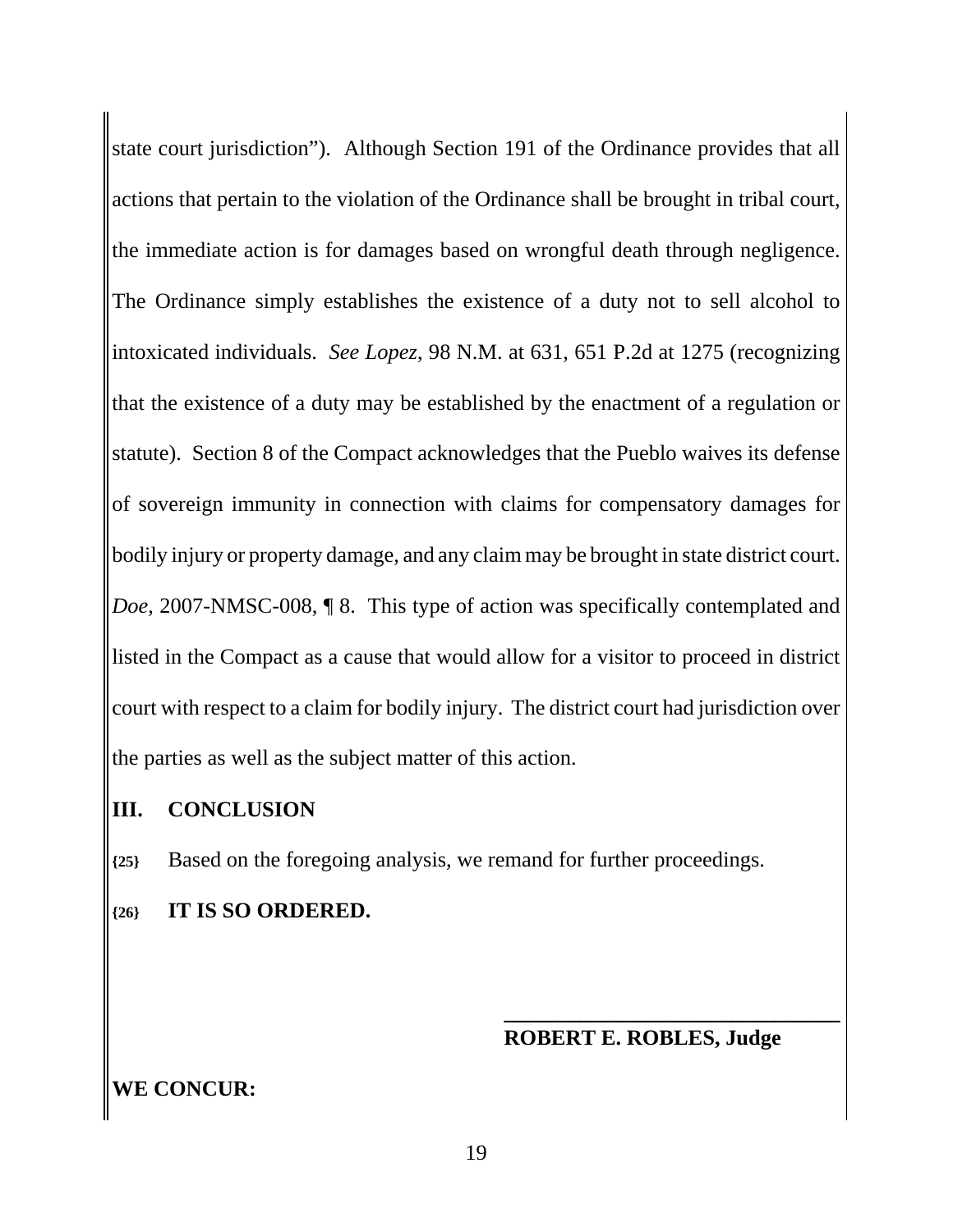state court jurisdiction"). Although Section 191 of the Ordinance provides that all actions that pertain to the violation of the Ordinance shall be brought in tribal court, the immediate action is for damages based on wrongful death through negligence. The Ordinance simply establishes the existence of a duty not to sell alcohol to intoxicated individuals. *See Lopez*, 98 N.M. at 631, 651 P.2d at 1275 (recognizing that the existence of a duty may be established by the enactment of a regulation or statute). Section 8 of the Compact acknowledges that the Pueblo waives its defense of sovereign immunity in connection with claims for compensatory damages for bodily injury or property damage, and any claim may be brought in state district court. *Doe*, 2007-NMSC-008, ¶ 8. This type of action was specifically contemplated and listed in the Compact as a cause that would allow for a visitor to proceed in district court with respect to a claim for bodily injury. The district court had jurisdiction over the parties as well as the subject matter of this action.

## III. CONCLUSION

**{25}** Based on the foregoing analysis, we remand for further proceedings.

**{26}** **IT IS SO ORDERED.**

\_\_\_\_\_\_\_\_\_\_\_\_\_\_\_\_\_\_\_\_\_\_\_\_\_\_\_\_\_\_\_\_

**ROBERT E. ROBLES, Judge**

**WE CONCUR:**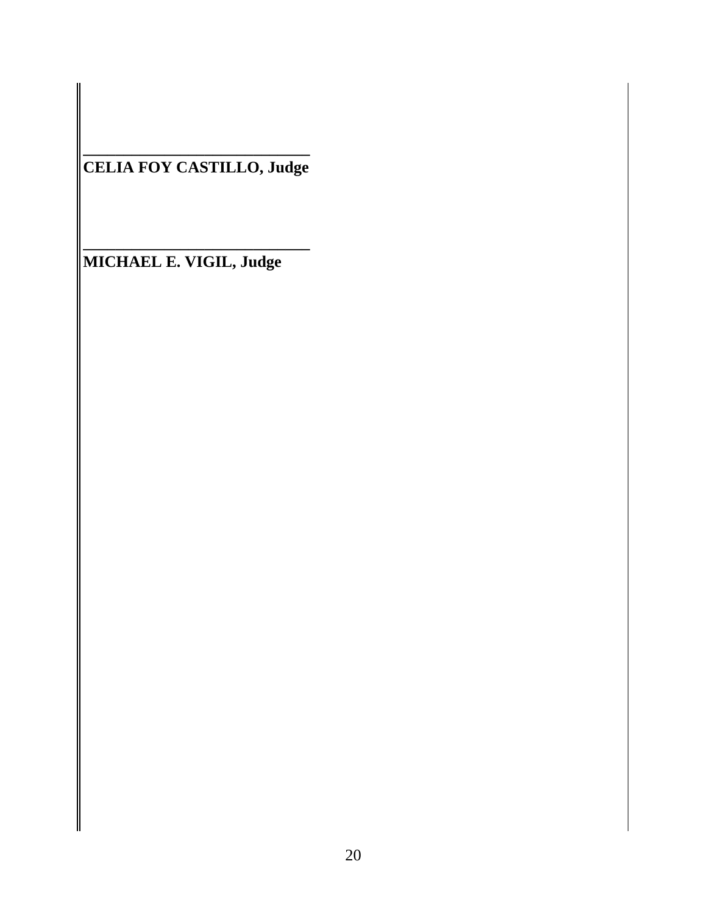______________________________
**CELIA FOY CASTILLO, Judge**

______________________________
**MICHAEL E. VIGIL, Judge**